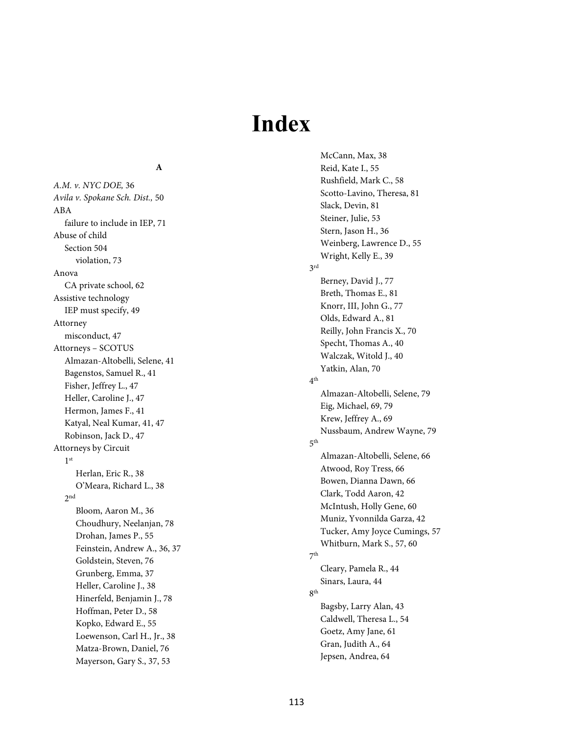# Index

**A**

*A.M. v. NYC DOE,* 36
*Avila v. Spokane Sch. Dist.,* 50
ABA
  failure to include in IEP, 71
Abuse of child
  Section 504
    violation, 73
Anova
  CA private school, 62
Assistive technology
  IEP must specify, 49
Attorney
  misconduct, 47
Attorneys – SCOTUS
  Almazan-Altobelli, Selene, 41
  Bagenstos, Samuel R., 41
  Fisher, Jeffrey L., 47
  Heller, Caroline J., 47
  Hermon, James F., 41
  Katyal, Neal Kumar, 41, 47
  Robinson, Jack D., 47
Attorneys by Circuit
  1st
    Herlan, Eric R., 38
    O'Meara, Richard L., 38
  2nd
    Bloom, Aaron M., 36
    Choudhury, Neelanjan, 78
    Drohan, James P., 55
    Feinstein, Andrew A., 36, 37
    Goldstein, Steven, 76
    Grunberg, Emma, 37
    Heller, Caroline J., 38
    Hinerfeld, Benjamin J., 78
    Hoffman, Peter D., 58
    Kopko, Edward E., 55
    Loewenson, Carl H., Jr., 38
    Matza-Brown, Daniel, 76
    Mayerson, Gary S., 37, 53
    McCann, Max, 38
    Reid, Kate I., 55
    Rushfield, Mark C., 58
    Scotto-Lavino, Theresa, 81
    Slack, Devin, 81
    Steiner, Julie, 53
    Stern, Jason H., 36
    Weinberg, Lawrence D., 55
    Wright, Kelly E., 39
  3rd
    Berney, David J., 77
    Breth, Thomas E., 81
    Knorr, III, John G., 77
    Olds, Edward A., 81
    Reilly, John Francis X., 70
    Specht, Thomas A., 40
    Walczak, Witold J., 40
    Yatkin, Alan, 70
  4th
    Almazan-Altobelli, Selene, 79
    Eig, Michael, 69, 79
    Krew, Jeffrey A., 69
    Nussbaum, Andrew Wayne, 79
  5th
    Almazan-Altobelli, Selene, 66
    Atwood, Roy Tress, 66
    Bowen, Dianna Dawn, 66
    Clark, Todd Aaron, 42
    McIntush, Holly Gene, 60
    Muniz, Yvonnilda Garza, 42
    Tucker, Amy Joyce Cumings, 57
    Whitburn, Mark S., 57, 60
  7th
    Cleary, Pamela R., 44
    Sinars, Laura, 44
  8th
    Bagsby, Larry Alan, 43
    Caldwell, Theresa L., 54
    Goetz, Amy Jane, 61
    Gran, Judith A., 64
    Jepsen, Andrea, 64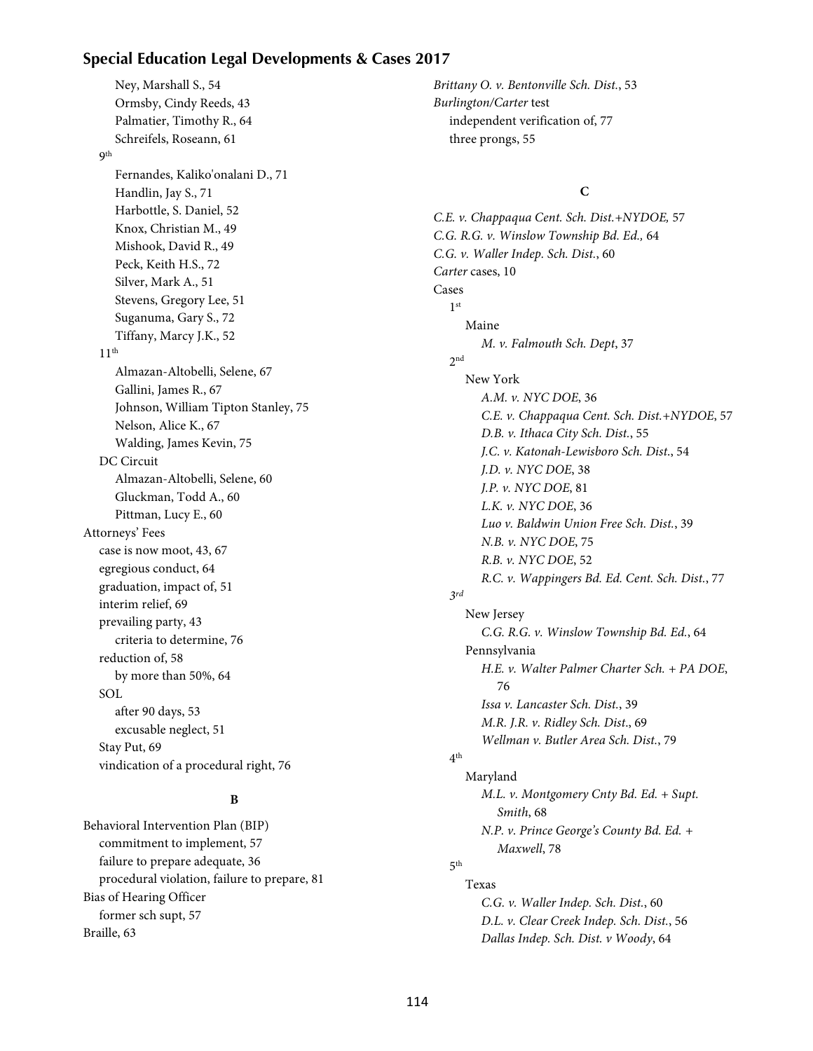- Ney, Marshall S., 54
    - Ormsby, Cindy Reeds, 43
    - Palmatier, Timothy R., 64
    - Schreifels, Roseann, 61
  - 9th
    - Fernandes, Kaliko'onalani D., 71
    - Handlin, Jay S., 71
    - Harbottle, S. Daniel, 52
    - Knox, Christian M., 49
    - Mishook, David R., 49
    - Peck, Keith H.S., 72
    - Silver, Mark A., 51
    - Stevens, Gregory Lee, 51
    - Suganuma, Gary S., 72
    - Tiffany, Marcy J.K., 52
  - 11th
    - Almazan-Altobelli, Selene, 67
    - Gallini, James R., 67
    - Johnson, William Tipton Stanley, 75
    - Nelson, Alice K., 67
    - Walding, James Kevin, 75
  - DC Circuit
    - Almazan-Altobelli, Selene, 60
    - Gluckman, Todd A., 60
    - Pittman, Lucy E., 60

Attorneys' Fees
- case is now moot, 43, 67
- egregious conduct, 64
- graduation, impact of, 51
- interim relief, 69
- prevailing party, 43
  - criteria to determine, 76
- reduction of, 58
  - by more than 50%, 64
- SOL
  - after 90 days, 53
  - excusable neglect, 51
- Stay Put, 69
- vindication of a procedural right, 76

**B**

Behavioral Intervention Plan (BIP)
- commitment to implement, 57
- failure to prepare adequate, 36
- procedural violation, failure to prepare, 81

Bias of Hearing Officer
- former sch supt, 57

Braille, 63

*Brittany O. v. Bentonville Sch. Dist.*, 53

*Burlington/Carter* test
- independent verification of, 77
- three prongs, 55

**C**

*C.E. v. Chappaqua Cent. Sch. Dist.+NYDOE,* 57

*C.G. R.G. v. Winslow Township Bd. Ed.,* 64

*C.G. v. Waller Indep. Sch. Dist.*, 60

*Carter* cases, 10

Cases
- 1st
  - Maine
    - *M. v. Falmouth Sch. Dept*, 37
- 2nd
  - New York
    - *A.M. v. NYC DOE,* 36
    - *C.E. v. Chappaqua Cent. Sch. Dist.+NYDOE*, 57
    - *D.B. v. Ithaca City Sch. Dist.*, 55
    - *J.C. v. Katonah-Lewisboro Sch. Dist.*, 54
    - *J.D. v. NYC DOE*, 38
    - *J.P. v. NYC DOE*, 81
    - *L.K. v. NYC DOE*, 36
    - *Luo v. Baldwin Union Free Sch. Dist.*, 39
    - *N.B. v. NYC DOE*, 75
    - *R.B. v. NYC DOE*, 52
    - *R.C. v. Wappingers Bd. Ed. Cent. Sch. Dist.*, 77
- *3rd*
  - New Jersey
    - *C.G. R.G. v. Winslow Township Bd. Ed.*, 64
  - Pennsylvania
    - *H.E. v. Walter Palmer Charter Sch. + PA DOE*, 76
    - *Issa v. Lancaster Sch. Dist.*, 39
    - *M.R. J.R. v. Ridley Sch. Dist*., 69
    - *Wellman v. Butler Area Sch. Dist.*, 79
- 4th
  - Maryland
    - *M.L. v. Montgomery Cnty Bd. Ed. + Supt. Smith*, 68
    - *N.P. v. Prince George's County Bd. Ed. + Maxwell*, 78
- 5th
  - Texas
    - *C.G. v. Waller Indep. Sch. Dist.*, 60
    - *D.L. v. Clear Creek Indep. Sch. Dist.*, 56
    - *Dallas Indep. Sch. Dist. v Woody*, 64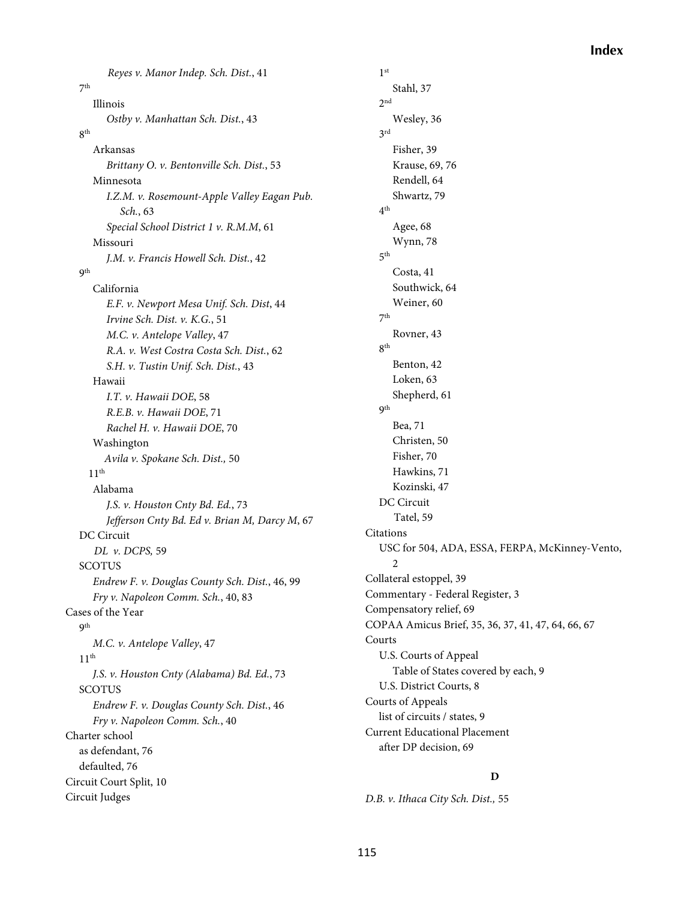Reyes v. Manor Indep. Sch. Dist., 41
- 7th
  - Illinois
    - *Ostby v. Manhattan Sch. Dist.*, 43
- 8th
  - Arkansas
    - *Brittany O. v. Bentonville Sch. Dist.*, 53
  - Minnesota
    - *I.Z.M. v. Rosemount-Apple Valley Eagan Pub. Sch.*, 63
    - *Special School District 1 v. R.M.M*, 61
  - Missouri
    - *J.M. v. Francis Howell Sch. Dist.*, 42
- 9th
  - California
    - *E.F. v. Newport Mesa Unif. Sch. Dist*, 44
    - *Irvine Sch. Dist. v. K.G.*, 51
    - *M.C. v. Antelope Valley*, 47
    - *R.A. v. West Costra Costa Sch. Dist.*, 62
    - *S.H. v. Tustin Unif. Sch. Dist.*, 43
  - Hawaii
    - *I.T. v. Hawaii DOE*, 58
    - *R.E.B. v. Hawaii DOE*, 71
    - *Rachel H. v. Hawaii DOE*, 70
  - Washington
    - *Avila v. Spokane Sch. Dist.,* 50
- 11th
  - Alabama
    - *J.S. v. Houston Cnty Bd. Ed.*, 73
    - *Jefferson Cnty Bd. Ed v. Brian M, Darcy M*, 67
- DC Circuit
  - *DL v. DCPS,* 59
- SCOTUS
  - *Endrew F. v. Douglas County Sch. Dist.*, 46, 99
  - *Fry v. Napoleon Comm. Sch.*, 40, 83

Cases of the Year
- 9th
  - *M.C. v. Antelope Valley*, 47
- 11th
  - *J.S. v. Houston Cnty (Alabama) Bd. Ed.*, 73
- SCOTUS
  - *Endrew F. v. Douglas County Sch. Dist.*, 46
  - *Fry v. Napoleon Comm. Sch.*, 40

Charter school
- as defendant, 76
- defaulted, 76

Circuit Court Split, 10

Circuit Judges
- 1st
  - Stahl, 37
- 2nd
  - Wesley, 36
- 3rd
  - Fisher, 39
  - Krause, 69, 76
  - Rendell, 64
  - Shwartz, 79
- 4th
  - Agee, 68
  - Wynn, 78
- 5th
  - Costa, 41
  - Southwick, 64
  - Weiner, 60
- 7th
  - Rovner, 43
- 8th
  - Benton, 42
  - Loken, 63
  - Shepherd, 61
- 9th
  - Bea, 71
  - Christen, 50
  - Fisher, 70
  - Hawkins, 71
  - Kozinski, 47
- DC Circuit
  - Tatel, 59

Citations
- USC for 504, ADA, ESSA, FERPA, McKinney-Vento, 2

Collateral estoppel, 39

Commentary - Federal Register, 3

Compensatory relief, 69

COPAA Amicus Brief, 35, 36, 37, 41, 47, 64, 66, 67

Courts
- U.S. Courts of Appeal
  - Table of States covered by each, 9
- U.S. District Courts, 8

Courts of Appeals
- list of circuits / states, 9

Current Educational Placement
- after DP decision, 69

**D**

*D.B. v. Ithaca City Sch. Dist.,* 55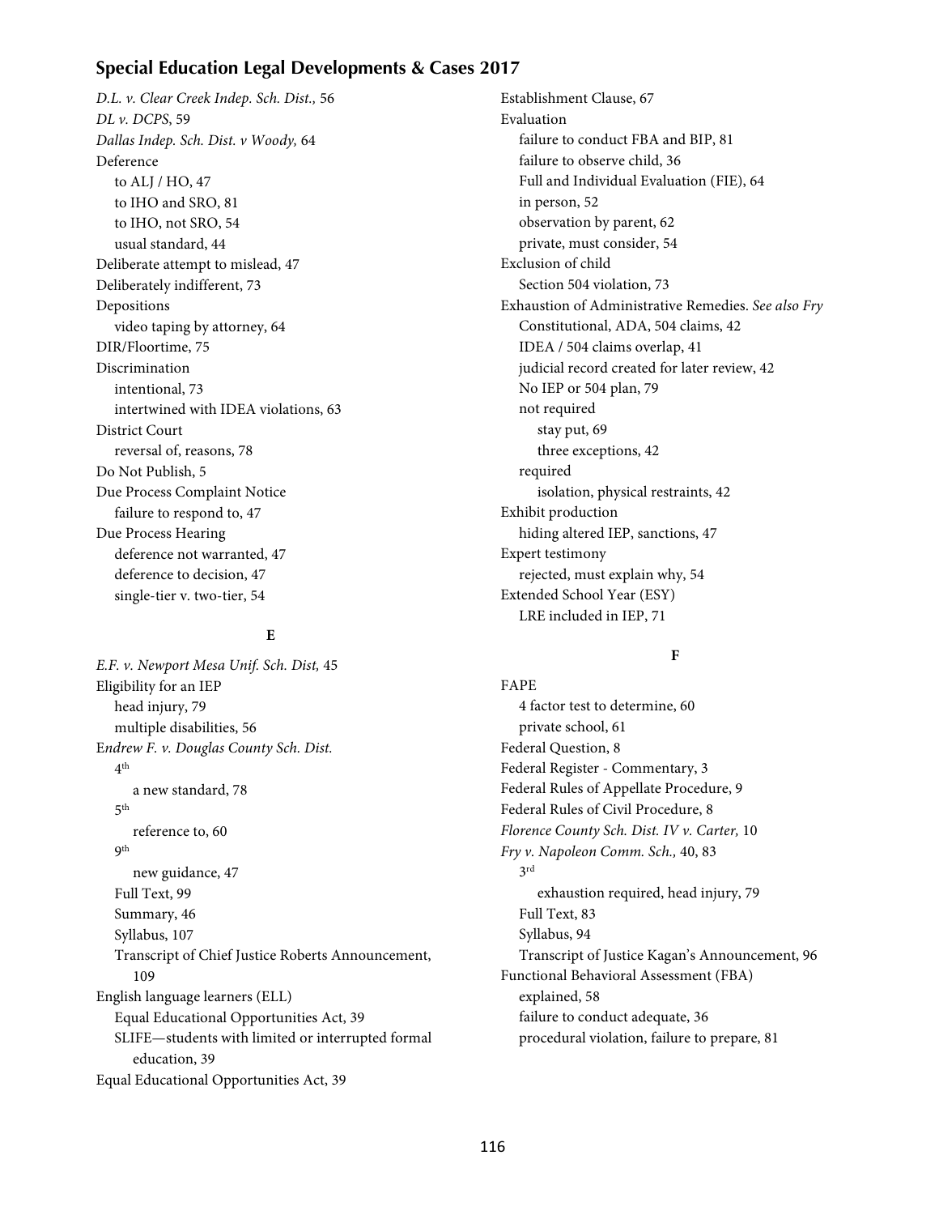*D.L. v. Clear Creek Indep. Sch. Dist.,* 56
*DL v. DCPS*, 59
*Dallas Indep. Sch. Dist. v Woody,* 64
Deference
  to ALJ / HO, 47
  to IHO and SRO, 81
  to IHO, not SRO, 54
  usual standard, 44
Deliberate attempt to mislead, 47
Deliberately indifferent, 73
Depositions
  video taping by attorney, 64
DIR/Floortime, 75
Discrimination
  intentional, 73
  intertwined with IDEA violations, 63
District Court
  reversal of, reasons, 78
Do Not Publish, 5
Due Process Complaint Notice
  failure to respond to, 47
Due Process Hearing
  deference not warranted, 47
  deference to decision, 47
  single-tier v. two-tier, 54

**E**

*E.F. v. Newport Mesa Unif. Sch. Dist,* 45
Eligibility for an IEP
  head injury, 79
  multiple disabilities, 56
E*ndrew F. v. Douglas County Sch. Dist.*
  4th
    a new standard, 78
  5th
    reference to, 60
  9th
    new guidance, 47
  Full Text, 99
  Summary, 46
  Syllabus, 107
  Transcript of Chief Justice Roberts Announcement, 109
English language learners (ELL)
  Equal Educational Opportunities Act, 39
  SLIFE—students with limited or interrupted formal education, 39
Equal Educational Opportunities Act, 39
Establishment Clause, 67
Evaluation
  failure to conduct FBA and BIP, 81
  failure to observe child, 36
  Full and Individual Evaluation (FIE), 64
  in person, 52
  observation by parent, 62
  private, must consider, 54
Exclusion of child
  Section 504 violation, 73
Exhaustion of Administrative Remedies. *See also Fry*
  Constitutional, ADA, 504 claims, 42
  IDEA / 504 claims overlap, 41
  judicial record created for later review, 42
  No IEP or 504 plan, 79
  not required
    stay put, 69
    three exceptions, 42
  required
    isolation, physical restraints, 42
Exhibit production
  hiding altered IEP, sanctions, 47
Expert testimony
  rejected, must explain why, 54
Extended School Year (ESY)
  LRE included in IEP, 71

**F**

FAPE
  4 factor test to determine, 60
  private school, 61
Federal Question, 8
Federal Register - Commentary, 3
Federal Rules of Appellate Procedure, 9
Federal Rules of Civil Procedure, 8
*Florence County Sch. Dist. IV v. Carter,* 10
*Fry v. Napoleon Comm. Sch.,* 40, 83
  3rd
    exhaustion required, head injury, 79
  Full Text, 83
  Syllabus, 94
  Transcript of Justice Kagan's Announcement, 96
Functional Behavioral Assessment (FBA)
  explained, 58
  failure to conduct adequate, 36
  procedural violation, failure to prepare, 81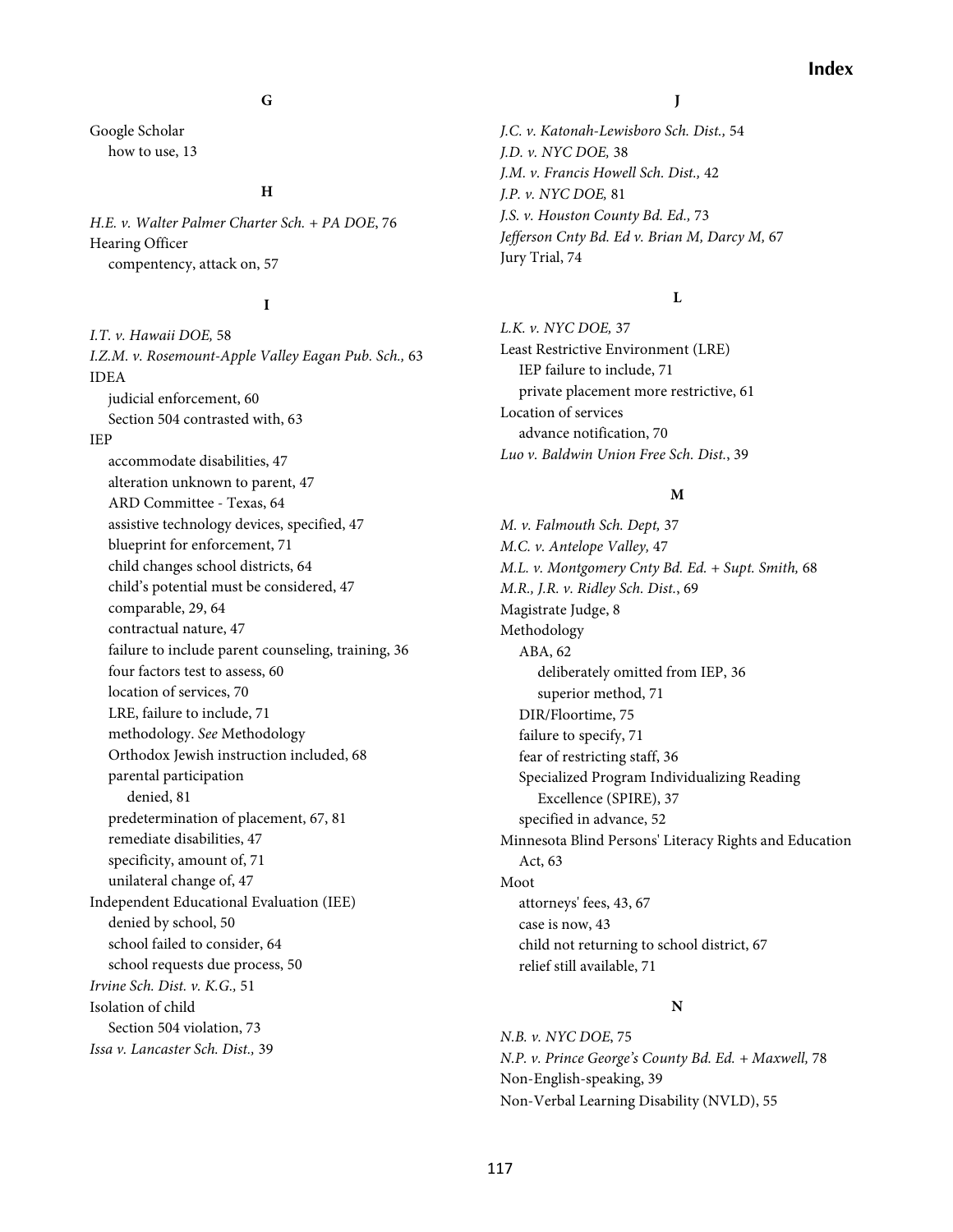### G

Google Scholar
- how to use, 13

### H

*H.E. v. Walter Palmer Charter Sch. + PA DOE*, 76
Hearing Officer
- compentency, attack on, 57

### I

*I.T. v. Hawaii DOE,* 58
*I.Z.M. v. Rosemount-Apple Valley Eagan Pub. Sch.,* 63
IDEA
- judicial enforcement, 60
- Section 504 contrasted with, 63

IEP
- accommodate disabilities, 47
- alteration unknown to parent, 47
- ARD Committee - Texas, 64
- assistive technology devices, specified, 47
- blueprint for enforcement, 71
- child changes school districts, 64
- child's potential must be considered, 47
- comparable, 29, 64
- contractual nature, 47
- failure to include parent counseling, training, 36
- four factors test to assess, 60
- location of services, 70
- LRE, failure to include, 71
- methodology. *See* Methodology
- Orthodox Jewish instruction included, 68
- parental participation
  - denied, 81
- predetermination of placement, 67, 81
- remediate disabilities, 47
- specificity, amount of, 71
- unilateral change of, 47

Independent Educational Evaluation (IEE)
- denied by school, 50
- school failed to consider, 64
- school requests due process, 50

*Irvine Sch. Dist. v. K.G.,* 51
Isolation of child
- Section 504 violation, 73

*Issa v. Lancaster Sch. Dist.,* 39

### J

*J.C. v. Katonah-Lewisboro Sch. Dist.,* 54
*J.D. v. NYC DOE,* 38
*J.M. v. Francis Howell Sch. Dist.,* 42
*J.P. v. NYC DOE,* 81
*J.S. v. Houston County Bd. Ed.,* 73
*Jefferson Cnty Bd. Ed v. Brian M, Darcy M,* 67
Jury Trial, 74

### L

*L.K. v. NYC DOE,* 37
Least Restrictive Environment (LRE)
- IEP failure to include, 71
- private placement more restrictive, 61

Location of services
- advance notification, 70

*Luo v. Baldwin Union Free Sch. Dist.*, 39

### M

*M. v. Falmouth Sch. Dept,* 37
*M.C. v. Antelope Valley,* 47
*M.L. v. Montgomery Cnty Bd. Ed. + Supt. Smith,* 68
*M.R., J.R. v. Ridley Sch. Dist.*, 69
Magistrate Judge, 8
Methodology
- ABA, 62
  - deliberately omitted from IEP, 36
  - superior method, 71
- DIR/Floortime, 75
- failure to specify, 71
- fear of restricting staff, 36
- Specialized Program Individualizing Reading Excellence (SPIRE), 37
- specified in advance, 52

Minnesota Blind Persons' Literacy Rights and Education Act, 63
Moot
- attorneys' fees, 43, 67
- case is now, 43
- child not returning to school district, 67
- relief still available, 71

### N

*N.B. v. NYC DOE*, 75
*N.P. v. Prince George's County Bd. Ed. + Maxwell,* 78
Non-English-speaking, 39
Non-Verbal Learning Disability (NVLD), 55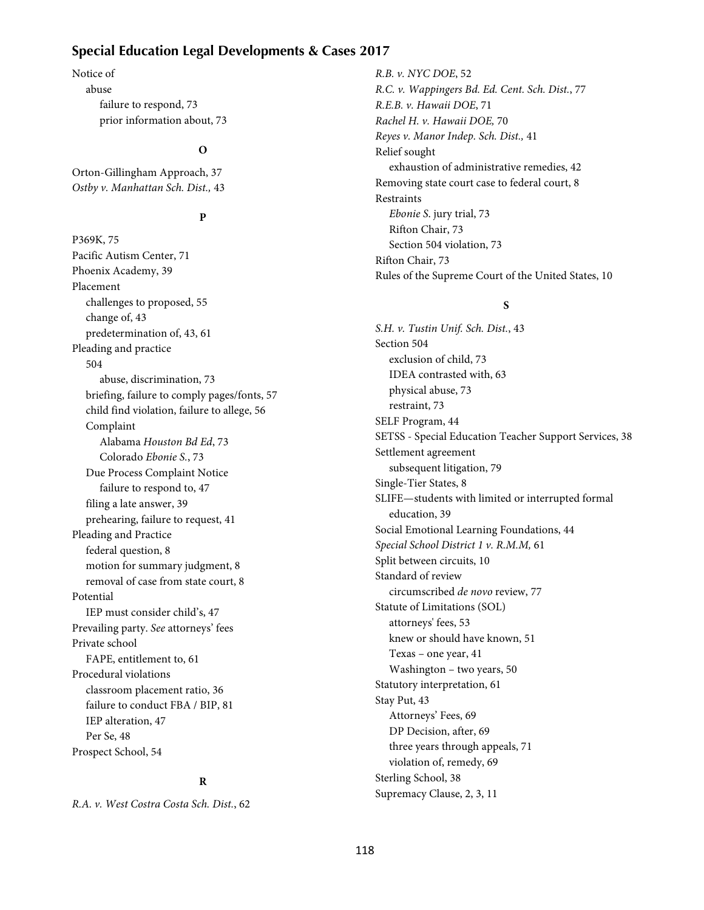Notice of
- abuse
  - failure to respond, 73
  - prior information about, 73

**O**

Orton-Gillingham Approach, 37
*Ostby v. Manhattan Sch. Dist.,* 43

**P**

P369K, 75
Pacific Autism Center, 71
Phoenix Academy, 39
Placement
- challenges to proposed, 55
- change of, 43
- predetermination of, 43, 61

Pleading and practice
- 504
  - abuse, discrimination, 73
- briefing, failure to comply pages/fonts, 57
- child find violation, failure to allege, 56
- Complaint
  - Alabama *Houston Bd Ed*, 73
  - Colorado *Ebonie S.*, 73
- Due Process Complaint Notice
  - failure to respond to, 47
- filing a late answer, 39
- prehearing, failure to request, 41

Pleading and Practice
- federal question, 8
- motion for summary judgment, 8
- removal of case from state court, 8

Potential
- IEP must consider child's, 47

Prevailing party. *See* attorneys' fees
Private school
- FAPE, entitlement to, 61

Procedural violations
- classroom placement ratio, 36
- failure to conduct FBA / BIP, 81
- IEP alteration, 47
- Per Se, 48

Prospect School, 54

**R**

*R.A. v. West Costra Costa Sch. Dist.*, 62
*R.B. v. NYC DOE*, 52
*R.C. v. Wappingers Bd. Ed. Cent. Sch. Dist.*, 77
*R.E.B. v. Hawaii DOE*, 71
*Rachel H. v. Hawaii DOE,* 70
*Reyes v. Manor Indep. Sch. Dist.,* 41
Relief sought
- exhaustion of administrative remedies, 42

Removing state court case to federal court, 8
Restraints
- *Ebonie S.* jury trial, 73
- Rifton Chair, 73
- Section 504 violation, 73

Rifton Chair, 73
Rules of the Supreme Court of the United States, 10

**S**

*S.H. v. Tustin Unif. Sch. Dist.*, 43
Section 504
- exclusion of child, 73
- IDEA contrasted with, 63
- physical abuse, 73
- restraint, 73

SELF Program, 44
SETSS - Special Education Teacher Support Services, 38
Settlement agreement
- subsequent litigation, 79

Single-Tier States, 8
SLIFE—students with limited or interrupted formal education, 39
Social Emotional Learning Foundations, 44
*Special School District 1 v. R.M.M,* 61
Split between circuits, 10
Standard of review
- circumscribed *de novo* review, 77

Statute of Limitations (SOL)
- attorneys' fees, 53
- knew or should have known, 51
- Texas – one year, 41
- Washington – two years, 50

Statutory interpretation, 61
Stay Put, 43
- Attorneys' Fees, 69
- DP Decision, after, 69
- three years through appeals, 71
- violation of, remedy, 69

Sterling School, 38
Supremacy Clause, 2, 3, 11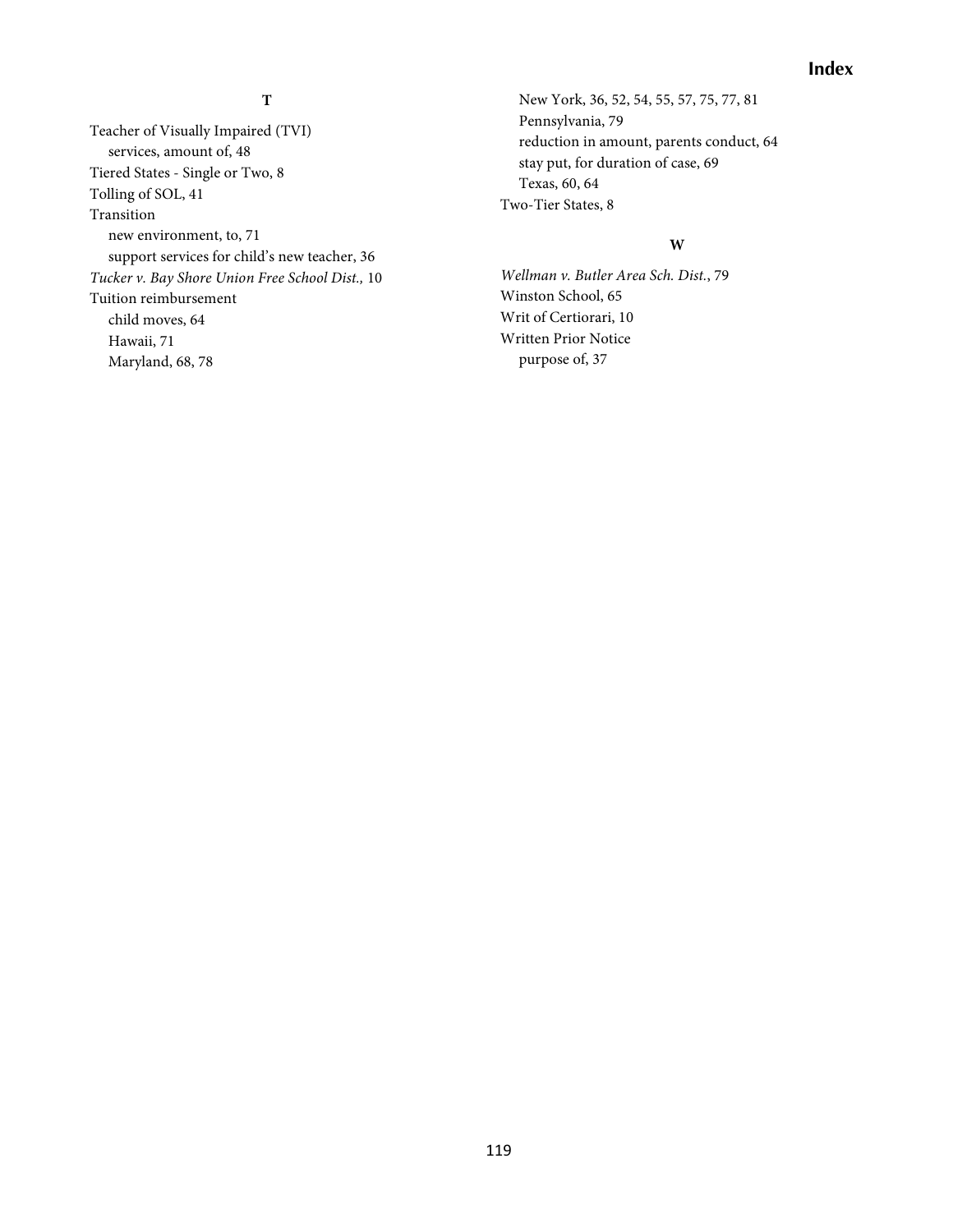### T

Teacher of Visually Impaired (TVI)
- services, amount of, 48

Tiered States - Single or Two, 8

Tolling of SOL, 41

Transition
- new environment, to, 71
- support services for child's new teacher, 36

*Tucker v. Bay Shore Union Free School Dist.,* 10

Tuition reimbursement
- child moves, 64
- Hawaii, 71
- Maryland, 68, 78
- New York, 36, 52, 54, 55, 57, 75, 77, 81
- Pennsylvania, 79
- reduction in amount, parents conduct, 64
- stay put, for duration of case, 69
- Texas, 60, 64

Two-Tier States, 8

### W

*Wellman v. Butler Area Sch. Dist.*, 79

Winston School, 65

Writ of Certiorari, 10

Written Prior Notice
- purpose of, 37